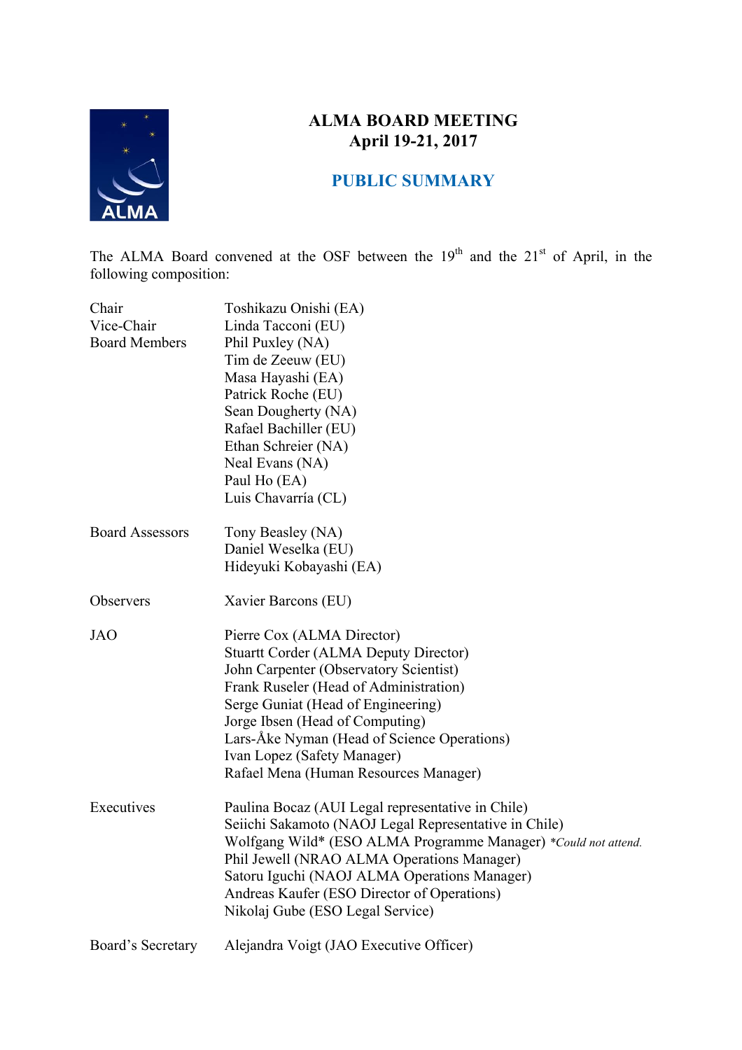# ALMA BOARD MEETING
## April 19-21, 2017

## PUBLIC SUMMARY

The ALMA Board convened at the OSF between the 19th and the 21st of April, in the following composition:

| | |
|---|---|
| Chair | Toshikazu Onishi (EA) |
| Vice-Chair | Linda Tacconi (EU) |
| Board Members | Phil Puxley (NA) |
| | Tim de Zeeuw (EU) |
| | Masa Hayashi (EA) |
| | Patrick Roche (EU) |
| | Sean Dougherty (NA) |
| | Rafael Bachiller (EU) |
| | Ethan Schreier (NA) |
| | Neal Evans (NA) |
| | Paul Ho (EA) |
| | Luis Chavarría (CL) |
| Board Assessors | Tony Beasley (NA) |
| | Daniel Weselka (EU) |
| | Hideyuki Kobayashi (EA) |
| Observers | Xavier Barcons (EU) |
| JAO | Pierre Cox (ALMA Director) |
| | Stuartt Corder (ALMA Deputy Director) |
| | John Carpenter (Observatory Scientist) |
| | Frank Ruseler (Head of Administration) |
| | Serge Guniat (Head of Engineering) |
| | Jorge Ibsen (Head of Computing) |
| | Lars-Åke Nyman (Head of Science Operations) |
| | Ivan Lopez (Safety Manager) |
| | Rafael Mena (Human Resources Manager) |
| Executives | Paulina Bocaz (AUI Legal representative in Chile) |
| | Seiichi Sakamoto (NAOJ Legal Representative in Chile) |
| | Wolfgang Wild* (ESO ALMA Programme Manager) *\*Could not attend.* |
| | Phil Jewell (NRAO ALMA Operations Manager) |
| | Satoru Iguchi (NAOJ ALMA Operations Manager) |
| | Andreas Kaufer (ESO Director of Operations) |
| | Nikolaj Gube (ESO Legal Service) |
| Board's Secretary | Alejandra Voigt (JAO Executive Officer) |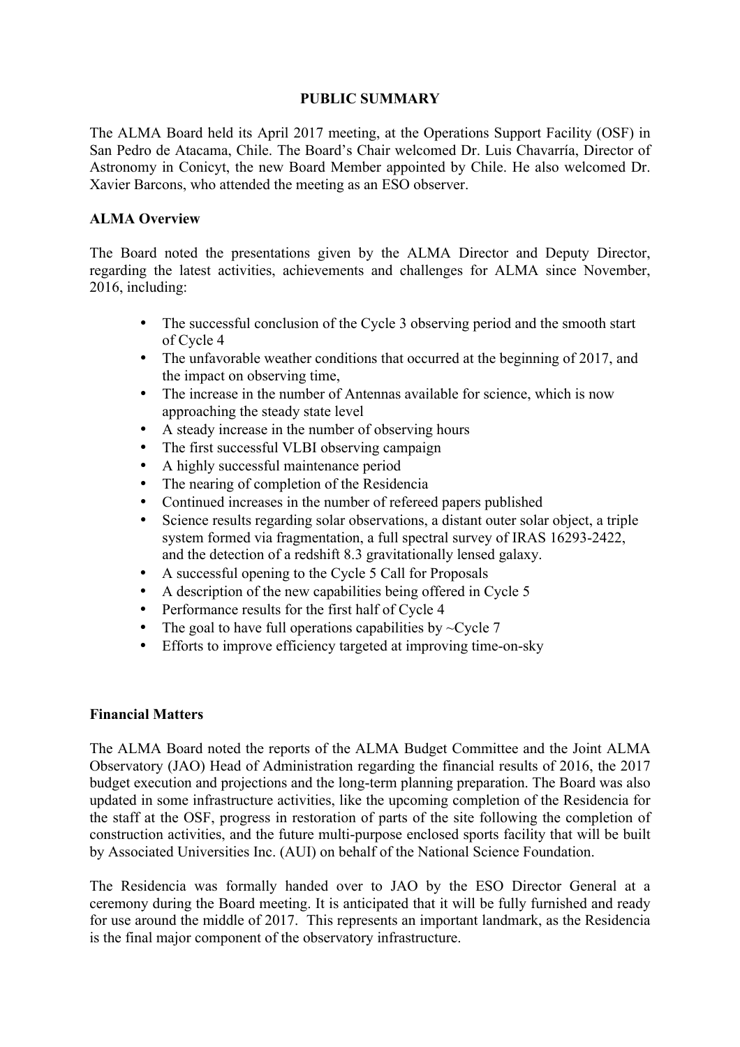**PUBLIC SUMMARY**

The ALMA Board held its April 2017 meeting, at the Operations Support Facility (OSF) in San Pedro de Atacama, Chile. The Board's Chair welcomed Dr. Luis Chavarría, Director of Astronomy in Conicyt, the new Board Member appointed by Chile. He also welcomed Dr. Xavier Barcons, who attended the meeting as an ESO observer.

**ALMA Overview**

The Board noted the presentations given by the ALMA Director and Deputy Director, regarding the latest activities, achievements and challenges for ALMA since November, 2016, including:

- The successful conclusion of the Cycle 3 observing period and the smooth start of Cycle 4
- The unfavorable weather conditions that occurred at the beginning of 2017, and the impact on observing time,
- The increase in the number of Antennas available for science, which is now approaching the steady state level
- A steady increase in the number of observing hours
- The first successful VLBI observing campaign
- A highly successful maintenance period
- The nearing of completion of the Residencia
- Continued increases in the number of refereed papers published
- Science results regarding solar observations, a distant outer solar object, a triple system formed via fragmentation, a full spectral survey of IRAS 16293-2422, and the detection of a redshift 8.3 gravitationally lensed galaxy.
- A successful opening to the Cycle 5 Call for Proposals
- A description of the new capabilities being offered in Cycle 5
- Performance results for the first half of Cycle 4
- The goal to have full operations capabilities by ~Cycle 7
- Efforts to improve efficiency targeted at improving time-on-sky

**Financial Matters**

The ALMA Board noted the reports of the ALMA Budget Committee and the Joint ALMA Observatory (JAO) Head of Administration regarding the financial results of 2016, the 2017 budget execution and projections and the long-term planning preparation. The Board was also updated in some infrastructure activities, like the upcoming completion of the Residencia for the staff at the OSF, progress in restoration of parts of the site following the completion of construction activities, and the future multi-purpose enclosed sports facility that will be built by Associated Universities Inc. (AUI) on behalf of the National Science Foundation.

The Residencia was formally handed over to JAO by the ESO Director General at a ceremony during the Board meeting. It is anticipated that it will be fully furnished and ready for use around the middle of 2017. This represents an important landmark, as the Residencia is the final major component of the observatory infrastructure.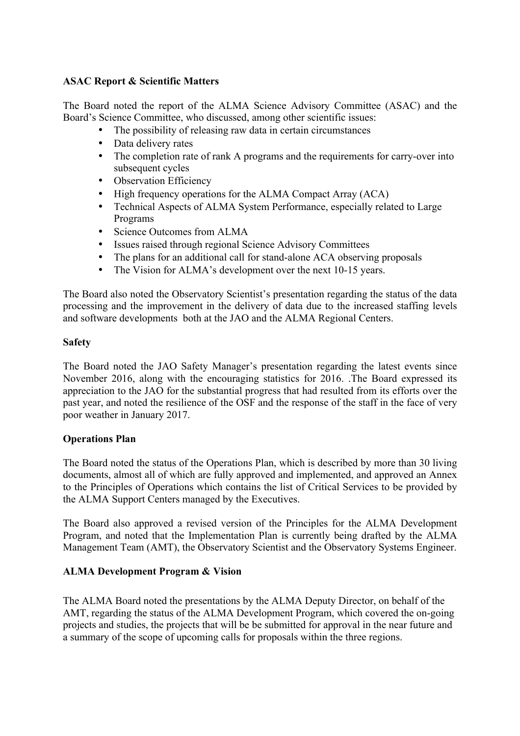**ASAC Report & Scientific Matters**

The Board noted the report of the ALMA Science Advisory Committee (ASAC) and the Board's Science Committee, who discussed, among other scientific issues:

- The possibility of releasing raw data in certain circumstances
- Data delivery rates
- The completion rate of rank A programs and the requirements for carry-over into subsequent cycles
- Observation Efficiency
- High frequency operations for the ALMA Compact Array (ACA)
- Technical Aspects of ALMA System Performance, especially related to Large Programs
- Science Outcomes from ALMA
- Issues raised through regional Science Advisory Committees
- The plans for an additional call for stand-alone ACA observing proposals
- The Vision for ALMA's development over the next 10-15 years.

The Board also noted the Observatory Scientist's presentation regarding the status of the data processing and the improvement in the delivery of data due to the increased staffing levels and software developments both at the JAO and the ALMA Regional Centers.

**Safety**

The Board noted the JAO Safety Manager's presentation regarding the latest events since November 2016, along with the encouraging statistics for 2016. .The Board expressed its appreciation to the JAO for the substantial progress that had resulted from its efforts over the past year, and noted the resilience of the OSF and the response of the staff in the face of very poor weather in January 2017.

**Operations Plan**

The Board noted the status of the Operations Plan, which is described by more than 30 living documents, almost all of which are fully approved and implemented, and approved an Annex to the Principles of Operations which contains the list of Critical Services to be provided by the ALMA Support Centers managed by the Executives.

The Board also approved a revised version of the Principles for the ALMA Development Program, and noted that the Implementation Plan is currently being drafted by the ALMA Management Team (AMT), the Observatory Scientist and the Observatory Systems Engineer.

**ALMA Development Program & Vision**

The ALMA Board noted the presentations by the ALMA Deputy Director, on behalf of the AMT, regarding the status of the ALMA Development Program, which covered the on-going projects and studies, the projects that will be be submitted for approval in the near future and a summary of the scope of upcoming calls for proposals within the three regions.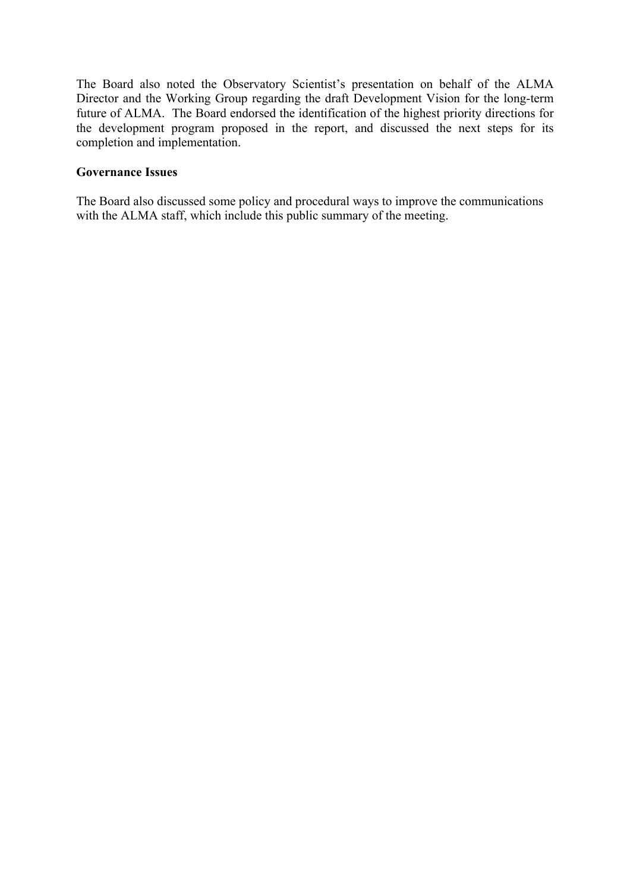The Board also noted the Observatory Scientist's presentation on behalf of the ALMA Director and the Working Group regarding the draft Development Vision for the long-term future of ALMA. The Board endorsed the identification of the highest priority directions for the development program proposed in the report, and discussed the next steps for its completion and implementation.

**Governance Issues**

The Board also discussed some policy and procedural ways to improve the communications with the ALMA staff, which include this public summary of the meeting.